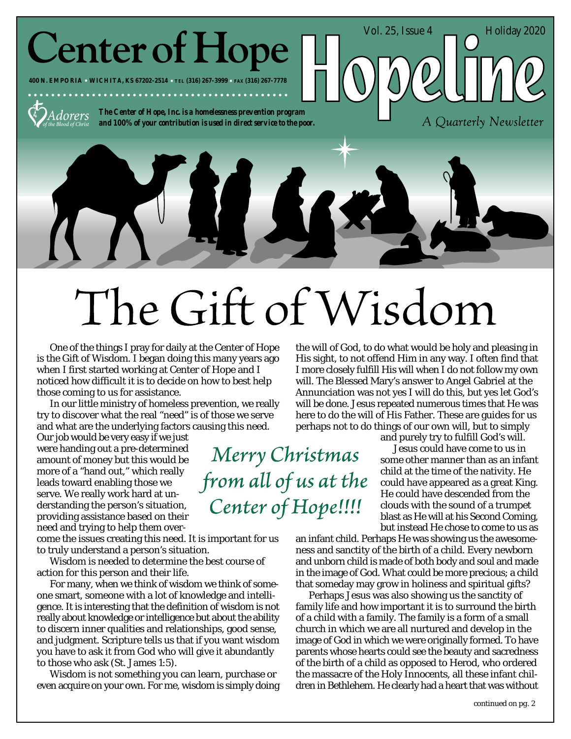# Center of Hope

400 N. EMPORIA • WICHITA, KS 67202-2514 • TEL (316) 267-3999 • FAX (316) 267-7778

Adorers of the Blood of Christ

**The Center of Hope, Inc. is a homelessness prevention program and 100% of your contribution is used in direct service to the poor.**

# Hopeline

Vol. 25, Issue 4 Holiday 2020

*A Quarterly Newsletter*

# The Gift of Wisdom

One of the things I pray for daily at the Center of Hope is the Gift of Wisdom. I began doing this many years ago when I first started working at Center of Hope and I noticed how difficult it is to decide on how to best help those coming to us for assistance.

In our little ministry of homeless prevention, we really try to discover what the real "need" is of those we serve and what are the underlying factors causing this need. Our job would be very easy if we just were handing out a pre-determined amount of money but this would be more of a "hand out," which really leads toward enabling those we serve. We really work hard at understanding the person's situation, providing assistance based on their need and trying to help them overcome the issues creating this need. It is important for us to truly understand a person's situation.

Wisdom is needed to determine the best course of action for this person and their life.

For many, when we think of wisdom we think of someone smart, someone with a lot of knowledge and intelligence. It is interesting that the definition of wisdom is not really about knowledge or intelligence but about the ability to discern inner qualities and relationships, good sense, and judgment. Scripture tells us that if you want wisdom you have to ask it from God who will give it abundantly to those who ask (St. James 1:5).

Wisdom is not something you can learn, purchase or even acquire on your own. For me, wisdom is simply doing the will of God, to do what would be holy and pleasing in His sight, to not offend Him in any way. I often find that I more closely fulfill His will when I do not follow my own will. The Blessed Mary's answer to Angel Gabriel at the Annunciation was not yes I will do this, but yes let God's will be done. Jesus repeated numerous times that He was here to do the will of His Father. These are guides for us perhaps not to do things of our own will, but to simply and purely try to fulfill God's will.

*Merry Christmas from all of us at the Center of Hope!!!!*

Jesus could have come to us in some other manner than as an infant child at the time of the nativity. He could have appeared as a great King. He could have descended from the clouds with the sound of a trumpet blast as He will at his Second Coming, but instead He chose to come to us as an infant child. Perhaps He was showing us the awesomeness and sanctity of the birth of a child. Every newborn and unborn child is made of both body and soul and made in the image of God. What could be more precious; a child that someday may grow in holiness and spiritual gifts?

Perhaps Jesus was also showing us the sanctity of family life and how important it is to surround the birth of a child with a family. The family is a form of a small church in which we are all nurtured and develop in the image of God in which we were originally formed. To have parents whose hearts could see the beauty and sacredness of the birth of a child as opposed to Herod, who ordered the massacre of the Holy Innocents, all these infant children in Bethlehem. He clearly had a heart that was without

continued on pg. 2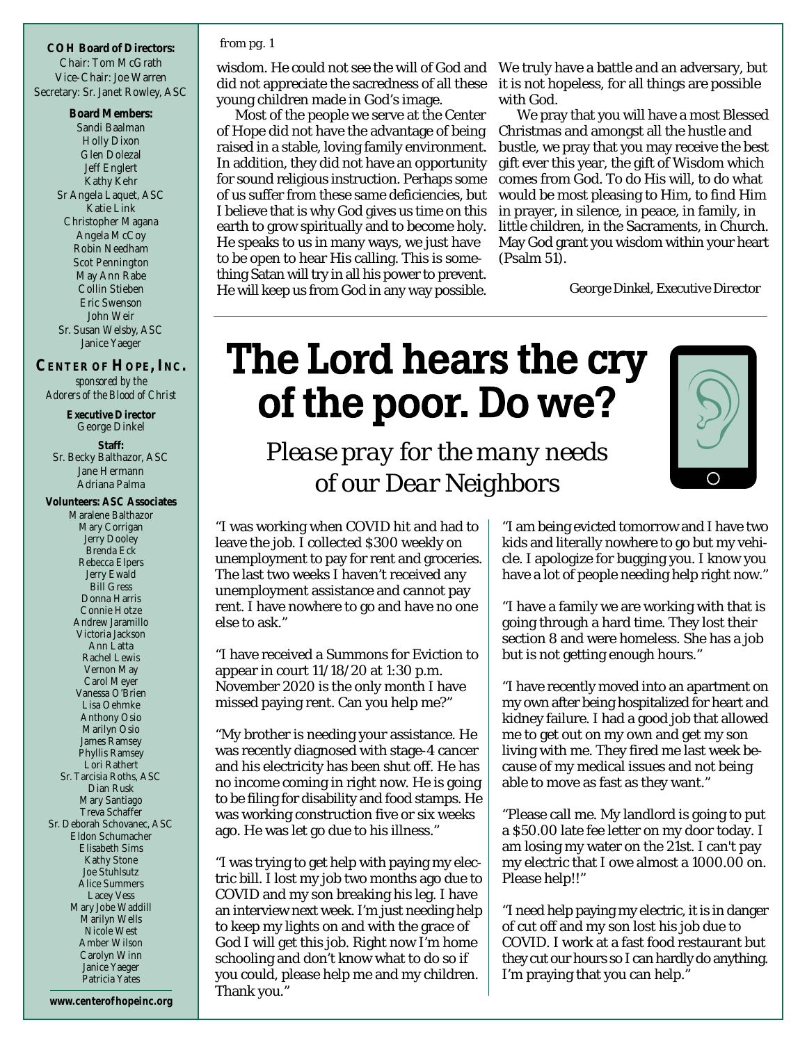**COH Board of Directors:**
Chair: Tom McGrath
Vice-Chair: Joe Warren
Secretary: Sr. Janet Rowley, ASC

**Board Members:**
Sandi Baalman
Holly Dixon
Glen Dolezal
Jeff Englert
Kathy Kehr
Sr Angela Laquet, ASC
Katie Link
Christopher Magana
Angela McCoy
Robin Needham
Scot Pennington
May Ann Rabe
Collin Stieben
Eric Swenson
John Weir
Sr. Susan Welsby, ASC
Janice Yaeger

**CENTER OF HOPE, INC.**
*sponsored by the Adorers of the Blood of Christ*

**Executive Director**
George Dinkel

**Staff:**
Sr. Becky Balthazor, ASC
Jane Hermann
Adriana Palma

**Volunteers: ASC Associates**
Maralene Balthazor
Mary Corrigan
Jerry Dooley
Brenda Eck
Rebecca Elpers
Jerry Ewald
Bill Gress
Donna Harris
Connie Hotze
Andrew Jaramillo
Victoria Jackson
Ann Latta
Rachel Lewis
Vernon May
Carol Meyer
Vanessa O'Brien
Lisa Oehmke
Anthony Osio
Marilyn Osio
James Ramsey
Phyllis Ramsey
Lori Rathert
Sr. Tarcisia Roths, ASC
Dian Rusk
Mary Santiago
Treva Schaffer
Sr. Deborah Schovanec, ASC
Eldon Schumacher
Elisabeth Sims
Kathy Stone
Joe Stuhlsutz
Alice Summers
Lacey Vess
Mary Jobe Waddill
Marilyn Wells
Nicole West
Amber Wilson
Carolyn Winn
Janice Yaeger
Patricia Yates

**www.centerofhopeinc.org**

*from pg. 1*

wisdom. He could not see the will of God and did not appreciate the sacredness of all these young children made in God's image.

Most of the people we serve at the Center of Hope did not have the advantage of being raised in a stable, loving family environment. In addition, they did not have an opportunity for sound religious instruction. Perhaps some of us suffer from these same deficiencies, but I believe that is why God gives us time on this earth to grow spiritually and to become holy. He speaks to us in many ways, we just have to be open to hear His calling. This is something Satan will try in all his power to prevent. He will keep us from God in any way possible. We truly have a battle and an adversary, but it is not hopeless, for all things are possible with God.

We pray that you will have a most Blessed Christmas and amongst all the hustle and bustle, we pray that you may receive the best gift ever this year, the gift of Wisdom which comes from God. To do His will, to do what would be most pleasing to Him, to find Him in prayer, in silence, in peace, in family, in little children, in the Sacraments, in Church. May God grant you wisdom within your heart (Psalm 51).

George Dinkel, Executive Director

# The Lord hears the cry of the poor. Do we?

*Please pray for the many needs of our Dear Neighbors*

"I was working when COVID hit and had to leave the job. I collected $300 weekly on unemployment to pay for rent and groceries. The last two weeks I haven't received any unemployment assistance and cannot pay rent. I have nowhere to go and have no one else to ask."

"I have received a Summons for Eviction to appear in court 11/18/20 at 1:30 p.m. November 2020 is the only month I have missed paying rent. Can you help me?"

"My brother is needing your assistance. He was recently diagnosed with stage-4 cancer and his electricity has been shut off. He has no income coming in right now. He is going to be filing for disability and food stamps. He was working construction five or six weeks ago. He was let go due to his illness."

"I was trying to get help with paying my electric bill. I lost my job two months ago due to COVID and my son breaking his leg. I have an interview next week. I'm just needing help to keep my lights on and with the grace of God I will get this job. Right now I'm home schooling and don't know what to do so if you could, please help me and my children. Thank you."

"I am being evicted tomorrow and I have two kids and literally nowhere to go but my vehicle. I apologize for bugging you. I know you have a lot of people needing help right now."

"I have a family we are working with that is going through a hard time. They lost their section 8 and were homeless. She has a job but is not getting enough hours."

"I have recently moved into an apartment on my own after being hospitalized for heart and kidney failure. I had a good job that allowed me to get out on my own and get my son living with me. They fired me last week because of my medical issues and not being able to move as fast as they want."

"Please call me. My landlord is going to put a $50.00 late fee letter on my door today. I am losing my water on the 21st. I can't pay my electric that I owe almost a 1000.00 on. Please help!!"

"I need help paying my electric, it is in danger of cut off and my son lost his job due to COVID. I work at a fast food restaurant but they cut our hours so I can hardly do anything. I'm praying that you can help."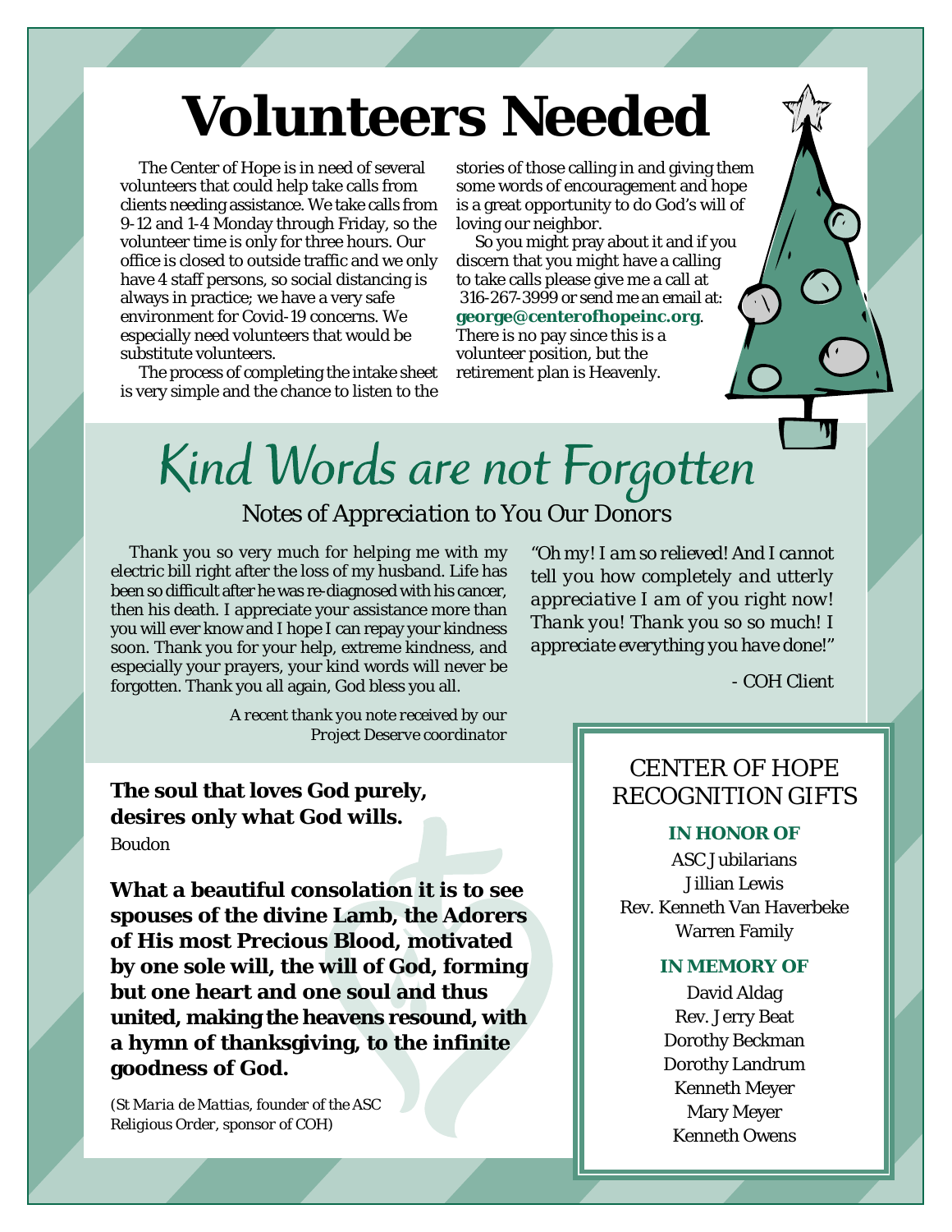# Volunteers Needed

The Center of Hope is in need of several volunteers that could help take calls from clients needing assistance. We take calls from 9-12 and 1-4 Monday through Friday, so the volunteer time is only for three hours. Our office is closed to outside traffic and we only have 4 staff persons, so social distancing is always in practice; we have a very safe environment for Covid-19 concerns. We especially need volunteers that would be substitute volunteers.

The process of completing the intake sheet is very simple and the chance to listen to the stories of those calling in and giving them some words of encouragement and hope is a great opportunity to do God's will of loving our neighbor.

So you might pray about it and if you discern that you might have a calling to take calls please give me a call at 316-267-3999 or send me an email at: **george@centerofhopeinc.org**. There is no pay since this is a volunteer position, but the retirement plan is Heavenly.

## Kind Words are not Forgotten

### Notes of Appreciation to You Our Donors

Thank you so very much for helping me with my electric bill right after the loss of my husband. Life has been so difficult after he was re-diagnosed with his cancer, then his death. I appreciate your assistance more than you will ever know and I hope I can repay your kindness soon. Thank you for your help, extreme kindness, and especially your prayers, your kind words will never be forgotten. Thank you all again, God bless you all.

*A recent thank you note received by our Project Deserve coordinator*

*"Oh my! I am so relieved! And I cannot tell you how completely and utterly appreciative I am of you right now! Thank you! Thank you so so much! I appreciate everything you have done!"*

*- COH Client*

**The soul that loves God purely, desires only what God wills.**

Boudon

**What a beautiful consolation it is to see spouses of the divine Lamb, the Adorers of His most Precious Blood, motivated by one sole will, the will of God, forming but one heart and one soul and thus united, making the heavens resound, with a hymn of thanksgiving, to the infinite goodness of God.**

(*St Maria de Mattias, founder of the ASC Religious Order, sponsor of COH*)

## CENTER OF HOPE RECOGNITION GIFTS

**IN HONOR OF**

ASC Jubilarians
Jillian Lewis
Rev. Kenneth Van Haverbeke
Warren Family

**IN MEMORY OF**

David Aldag
Rev. Jerry Beat
Dorothy Beckman
Dorothy Landrum
Kenneth Meyer
Mary Meyer
Kenneth Owens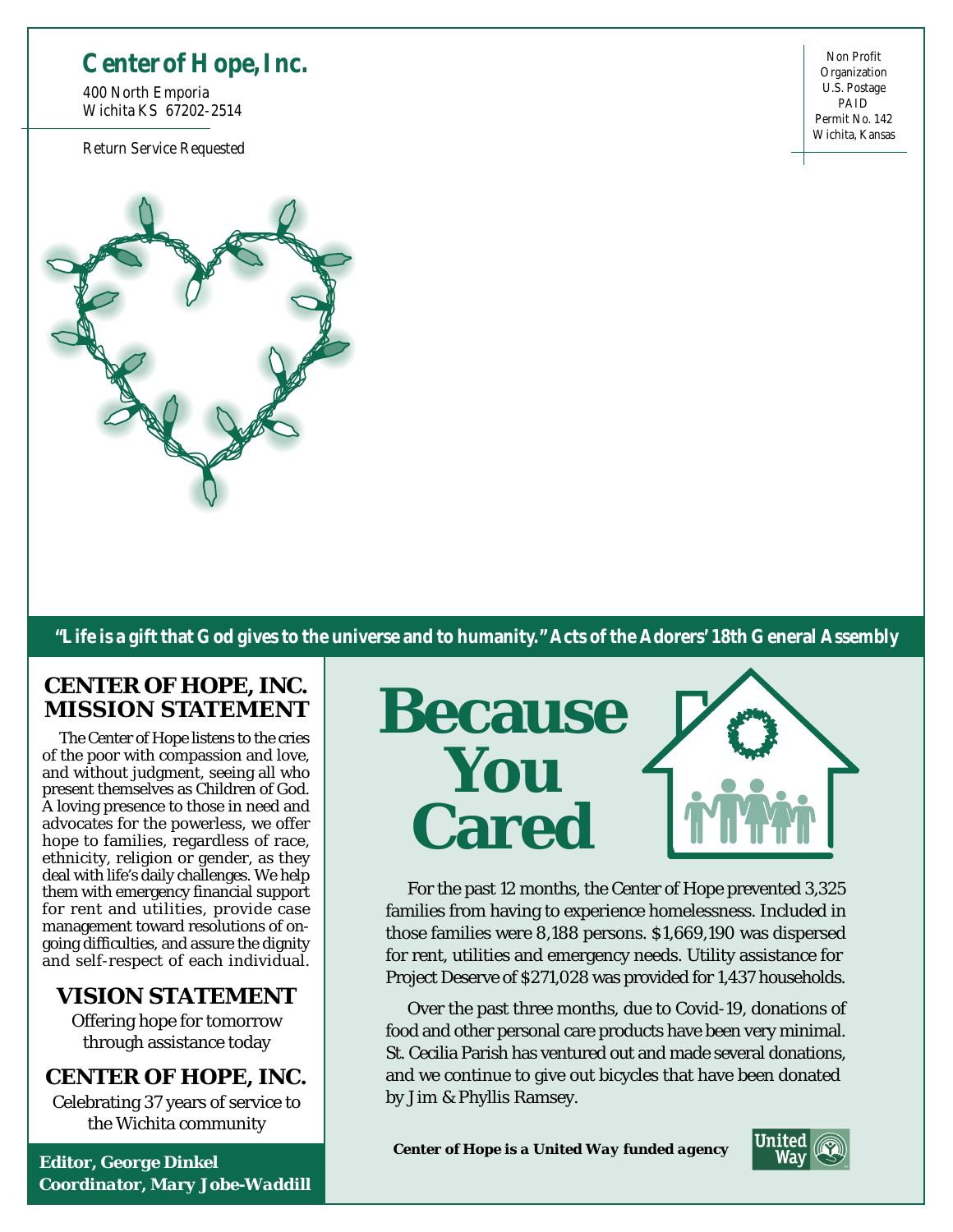**Center of Hope, Inc.**
400 North Emporia
Wichita KS 67202-2514

Return Service Requested

Non Profit
Organization
U.S. Postage
PAID
Permit No. 142
Wichita, Kansas

**"Life is a gift that God gives to the universe and to humanity." Acts of the Adorers' 18th General Assembly**

## CENTER OF HOPE, INC. MISSION STATEMENT

The Center of Hope listens to the cries of the poor with compassion and love, and without judgment, seeing all who present themselves as Children of God. A loving presence to those in need and advocates for the powerless, we offer hope to families, regardless of race, ethnicity, religion or gender, as they deal with life's daily challenges. We help them with emergency financial support for rent and utilities, provide case management toward resolutions of on-going difficulties, and assure the dignity and self-respect of each individual.

## VISION STATEMENT

Offering hope for tomorrow through assistance today

## CENTER OF HOPE, INC.

Celebrating 37 years of service to the Wichita community

***Editor, George Dinkel***
***Coordinator, Mary Jobe-Waddill***

# Because You Cared

For the past 12 months, the Center of Hope prevented 3,325 families from having to experience homelessness. Included in those families were 8,188 persons. $1,669,190 was dispersed for rent, utilities and emergency needs. Utility assistance for Project Deserve of $271,028 was provided for 1,437 households.

Over the past three months, due to Covid-19, donations of food and other personal care products have been very minimal. St. Cecilia Parish has ventured out and made several donations, and we continue to give out bicycles that have been donated by Jim & Phyllis Ramsey.

***Center of Hope is a United Way funded agency***

United Way